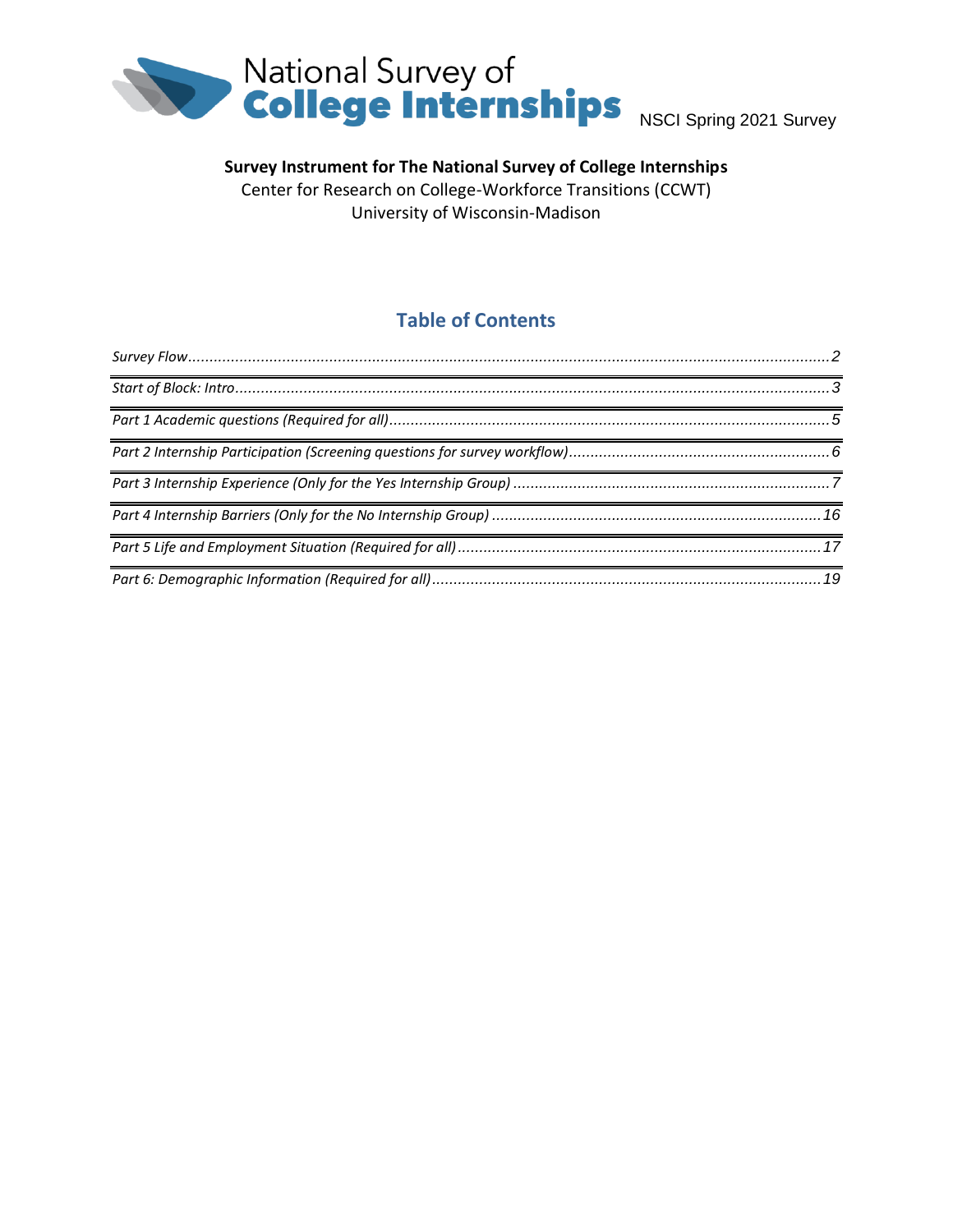# National Survey of College Internships

NSCI Spring 2021 Survey

**Survey Instrument for The National Survey of College Internships**

Center for Research on College-Workforce Transitions (CCWT)

University of Wisconsin-Madison

## Table of Contents

*Survey Flow* ........................................................ 2

*Start of Block: Intro* ........................................................ 3

*Part 1 Academic questions (Required for all)* ........................................................ 5

*Part 2 Internship Participation (Screening questions for survey workflow)* ........................................................ 6

*Part 3 Internship Experience (Only for the Yes Internship Group)* ........................................................ 7

*Part 4 Internship Barriers (Only for the No Internship Group)* ........................................................ 16

*Part 5 Life and Employment Situation (Required for all)* ........................................................ 17

*Part 6: Demographic Information (Required for all)* ........................................................ 19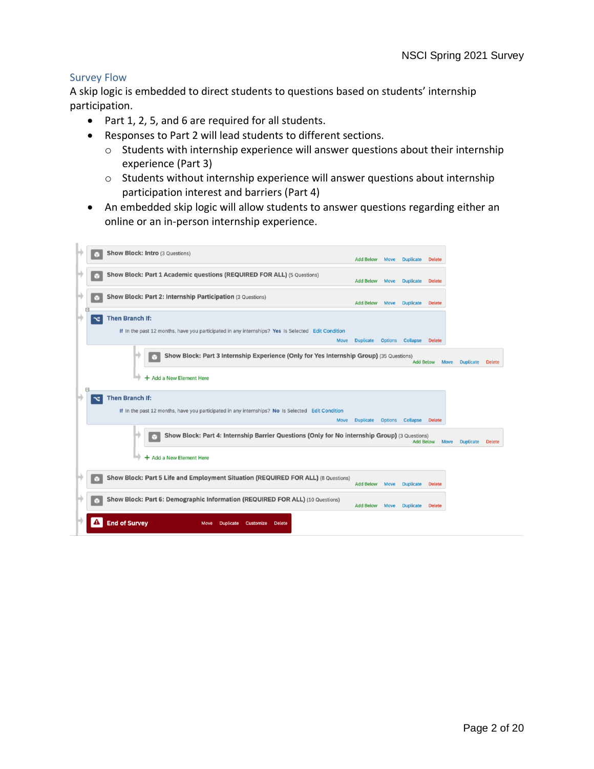## Survey Flow

A skip logic is embedded to direct students to questions based on students' internship participation.

- Part 1, 2, 5, and 6 are required for all students.
- Responses to Part 2 will lead students to different sections.
  - Students with internship experience will answer questions about their internship experience (Part 3)
  - Students without internship experience will answer questions about internship participation interest and barriers (Part 4)
- An embedded skip logic will allow students to answer questions regarding either an online or an in-person internship experience.

**Show Block: Intro** (3 Questions)

**Show Block: Part 1 Academic questions (REQUIRED FOR ALL)** (5 Questions)

**Show Block: Part 2: Internship Participation** (3 Questions)

**Then Branch If:**
If In the past 12 months, have you participated in any internships? **Yes** Is Selected

- **Show Block: Part 3 Internship Experience (Only for Yes Internship Group)** (35 Questions)

**Then Branch If:**
If In the past 12 months, have you participated in any internships? **No** Is Selected

- **Show Block: Part 4: Internship Barrier Questions (Only for No internship Group)** (3 Questions)

**Show Block: Part 5 Life and Employment Situation (REQUIRED FOR ALL)** (8 Questions)

**Show Block: Part 6: Demographic Information (REQUIRED FOR ALL)** (10 Questions)

**End of Survey**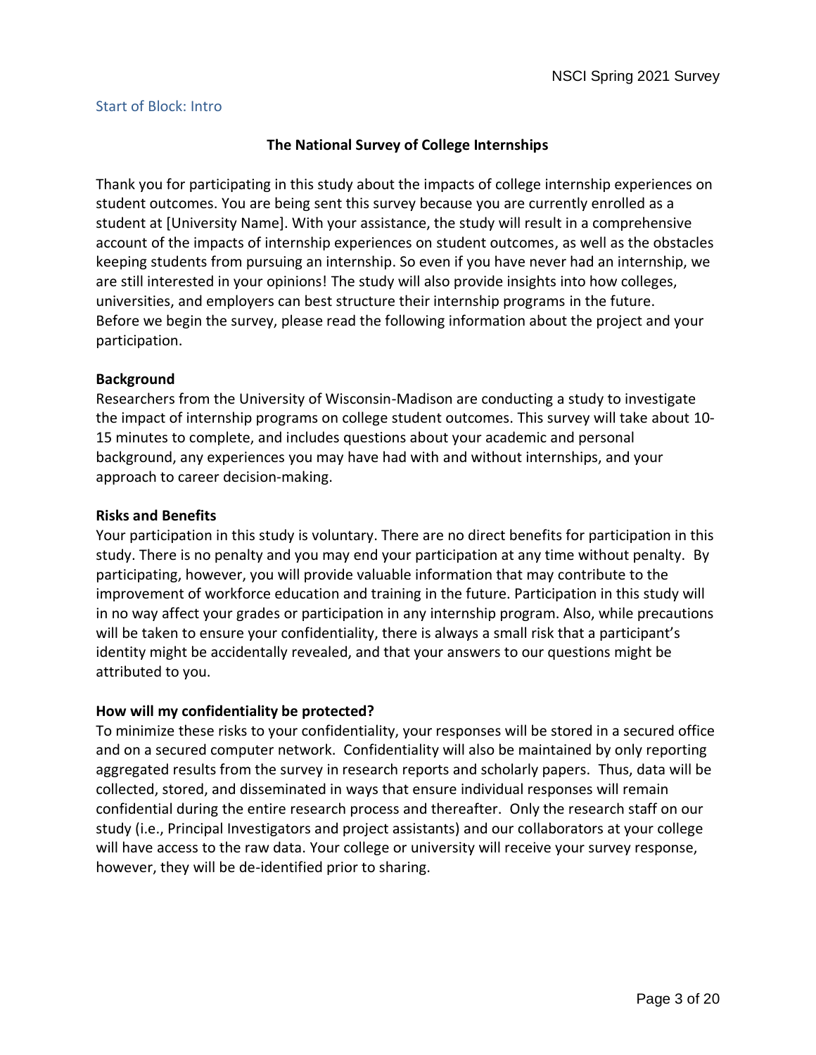Start of Block: Intro

**The National Survey of College Internships**

Thank you for participating in this study about the impacts of college internship experiences on student outcomes. You are being sent this survey because you are currently enrolled as a student at [University Name]. With your assistance, the study will result in a comprehensive account of the impacts of internship experiences on student outcomes, as well as the obstacles keeping students from pursuing an internship. So even if you have never had an internship, we are still interested in your opinions! The study will also provide insights into how colleges, universities, and employers can best structure their internship programs in the future. Before we begin the survey, please read the following information about the project and your participation.

**Background**
Researchers from the University of Wisconsin-Madison are conducting a study to investigate the impact of internship programs on college student outcomes. This survey will take about 10-15 minutes to complete, and includes questions about your academic and personal background, any experiences you may have had with and without internships, and your approach to career decision-making.

**Risks and Benefits**
Your participation in this study is voluntary. There are no direct benefits for participation in this study. There is no penalty and you may end your participation at any time without penalty. By participating, however, you will provide valuable information that may contribute to the improvement of workforce education and training in the future. Participation in this study will in no way affect your grades or participation in any internship program. Also, while precautions will be taken to ensure your confidentiality, there is always a small risk that a participant's identity might be accidentally revealed, and that your answers to our questions might be attributed to you.

**How will my confidentiality be protected?**
To minimize these risks to your confidentiality, your responses will be stored in a secured office and on a secured computer network. Confidentiality will also be maintained by only reporting aggregated results from the survey in research reports and scholarly papers. Thus, data will be collected, stored, and disseminated in ways that ensure individual responses will remain confidential during the entire research process and thereafter. Only the research staff on our study (i.e., Principal Investigators and project assistants) and our collaborators at your college will have access to the raw data. Your college or university will receive your survey response, however, they will be de-identified prior to sharing.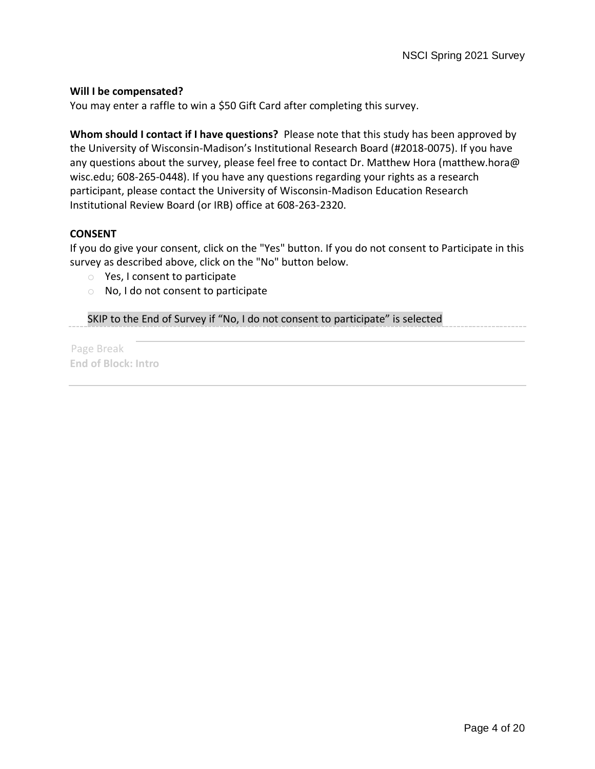**Will I be compensated?**
You may enter a raffle to win a $50 Gift Card after completing this survey.

**Whom should I contact if I have questions?** Please note that this study has been approved by the University of Wisconsin-Madison's Institutional Research Board (#2018-0075). If you have any questions about the survey, please feel free to contact Dr. Matthew Hora (matthew.hora@ wisc.edu; 608-265-0448). If you have any questions regarding your rights as a research participant, please contact the University of Wisconsin-Madison Education Research Institutional Review Board (or IRB) office at 608-263-2320.

**CONSENT**
If you do give your consent, click on the "Yes" button. If you do not consent to Participate in this survey as described above, click on the "No" button below.

- ○ Yes, I consent to participate
- ○ No, I do not consent to participate

SKIP to the End of Survey if "No, I do not consent to participate" is selected

Page Break

**End of Block: Intro**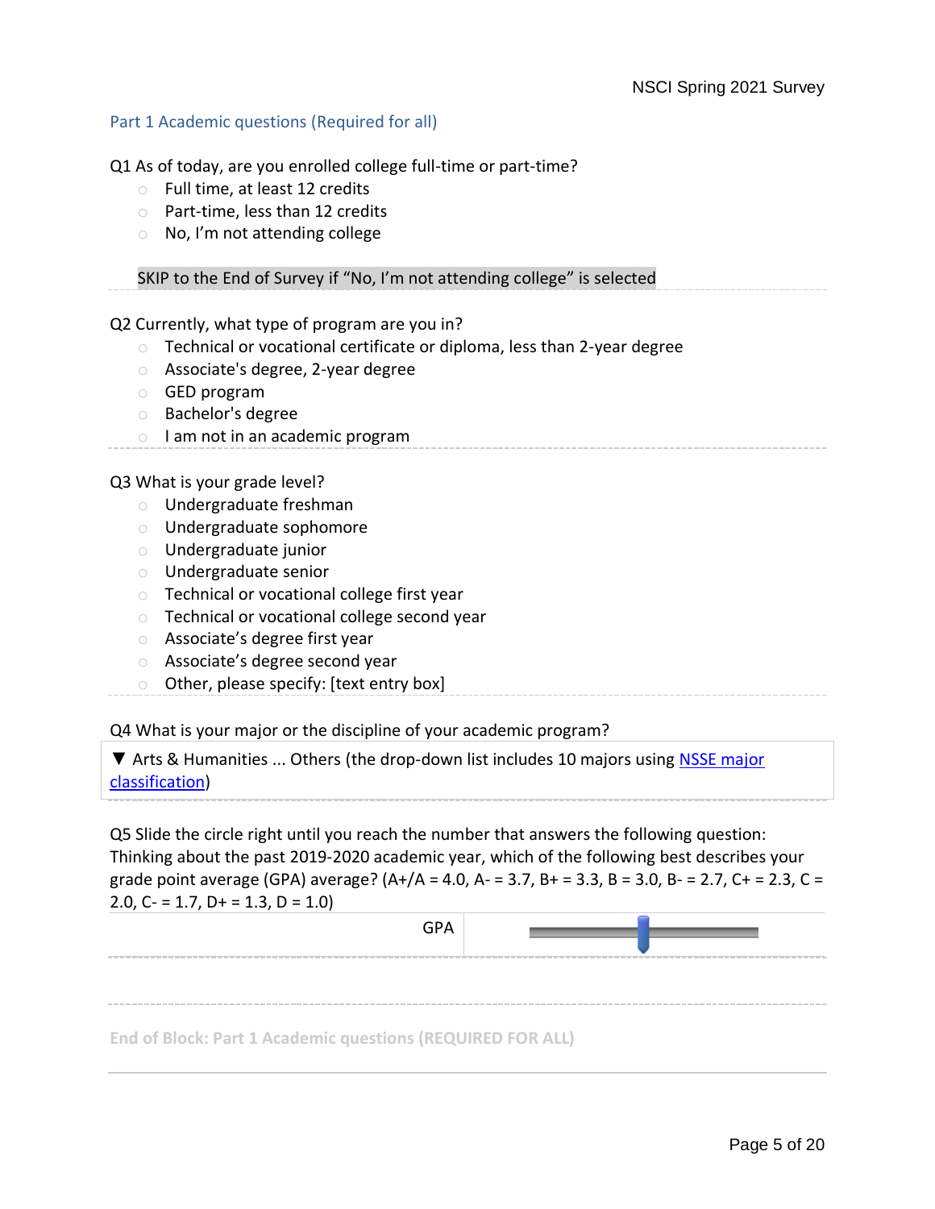## Part 1 Academic questions (Required for all)

Q1 As of today, are you enrolled college full-time or part-time?

- Full time, at least 12 credits
- Part-time, less than 12 credits
- No, I'm not attending college

SKIP to the End of Survey if "No, I'm not attending college" is selected

Q2 Currently, what type of program are you in?

- Technical or vocational certificate or diploma, less than 2-year degree
- Associate's degree, 2-year degree
- GED program
- Bachelor's degree
- I am not in an academic program

Q3 What is your grade level?

- Undergraduate freshman
- Undergraduate sophomore
- Undergraduate junior
- Undergraduate senior
- Technical or vocational college first year
- Technical or vocational college second year
- Associate's degree first year
- Associate's degree second year
- Other, please specify: [text entry box]

Q4 What is your major or the discipline of your academic program?

▼ Arts & Humanities ... Others (the drop-down list includes 10 majors using NSSE major classification)

Q5 Slide the circle right until you reach the number that answers the following question: Thinking about the past 2019-2020 academic year, which of the following best describes your grade point average (GPA) average? (A+/A = 4.0, A- = 3.7, B+ = 3.3, B = 3.0, B- = 2.7, C+ = 2.3, C = 2.0, C- = 1.7, D+ = 1.3, D = 1.0)

GPA

End of Block: Part 1 Academic questions (REQUIRED FOR ALL)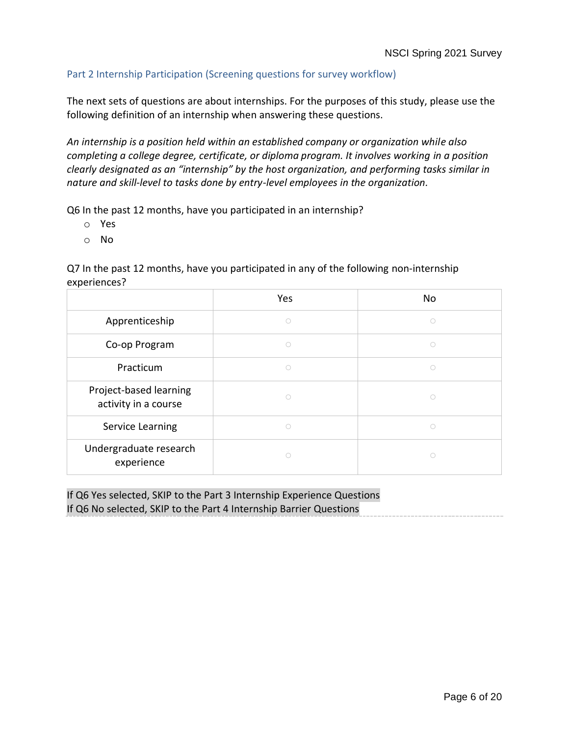## Part 2 Internship Participation (Screening questions for survey workflow)

The next sets of questions are about internships. For the purposes of this study, please use the following definition of an internship when answering these questions.

*An internship is a position held within an established company or organization while also completing a college degree, certificate, or diploma program. It involves working in a position clearly designated as an “internship” by the host organization, and performing tasks similar in nature and skill-level to tasks done by entry-level employees in the organization.*

Q6 In the past 12 months, have you participated in an internship?

- Yes
- No

Q7 In the past 12 months, have you participated in any of the following non-internship experiences?

| | Yes | No |
|---|---|---|
| Apprenticeship | ○ | ○ |
| Co-op Program | ○ | ○ |
| Practicum | ○ | ○ |
| Project-based learning activity in a course | ○ | ○ |
| Service Learning | ○ | ○ |
| Undergraduate research experience | ○ | ○ |

If Q6 Yes selected, SKIP to the Part 3 Internship Experience Questions
If Q6 No selected, SKIP to the Part 4 Internship Barrier Questions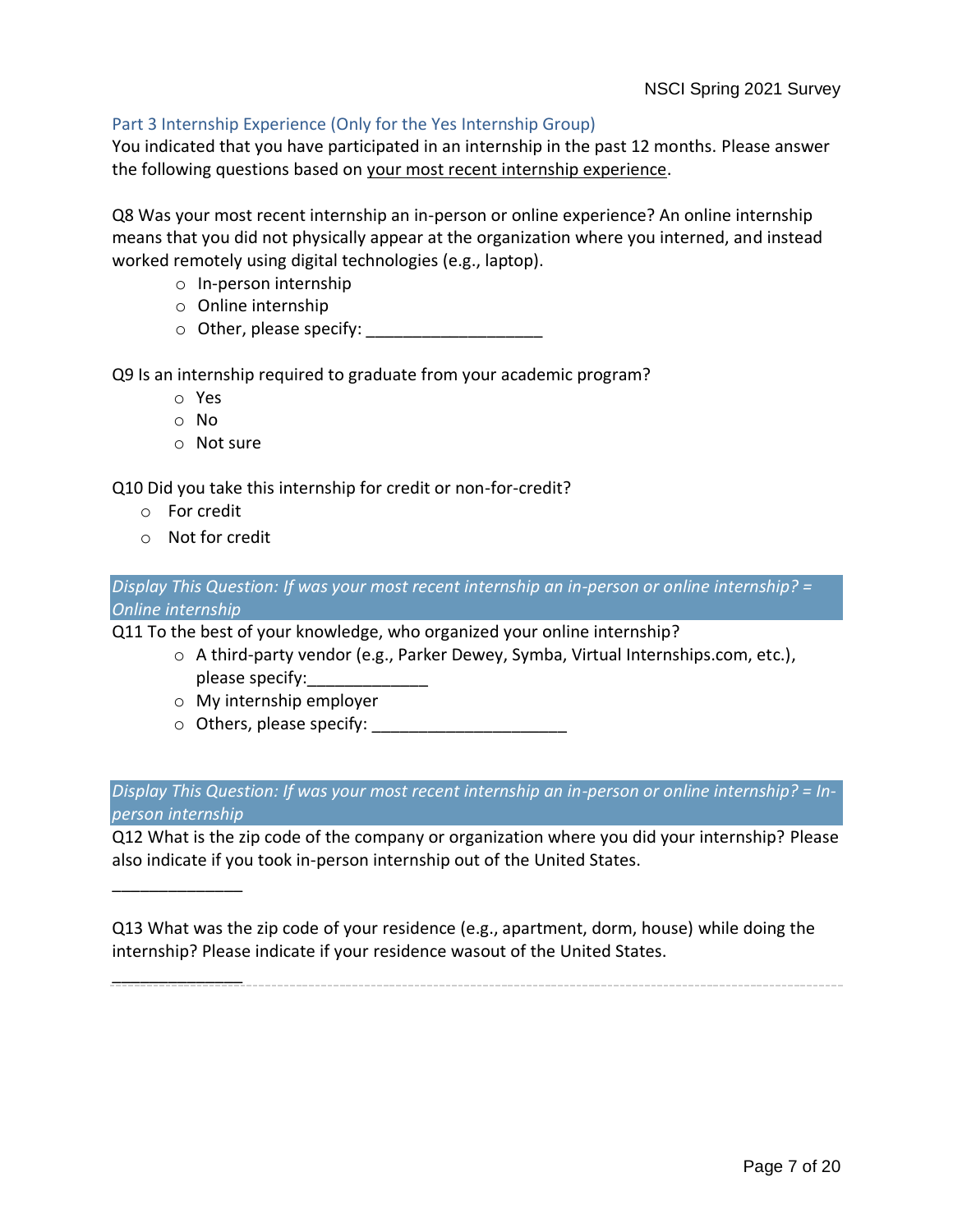## Part 3 Internship Experience (Only for the Yes Internship Group)

You indicated that you have participated in an internship in the past 12 months. Please answer the following questions based on <u>your most recent internship experience</u>.

Q8 Was your most recent internship an in-person or online experience? An online internship means that you did not physically appear at the organization where you interned, and instead worked remotely using digital technologies (e.g., laptop).

- In-person internship
- Online internship
- Other, please specify: ___________________

Q9 Is an internship required to graduate from your academic program?

- Yes
- No
- Not sure

Q10 Did you take this internship for credit or non-for-credit?

- For credit
- Not for credit

*Display This Question: If was your most recent internship an in-person or online internship? = Online internship*

Q11 To the best of your knowledge, who organized your online internship?

- A third-party vendor (e.g., Parker Dewey, Symba, Virtual Internships.com, etc.), please specify:_____________
- My internship employer
- Others, please specify: _____________________

*Display This Question: If was your most recent internship an in-person or online internship? = In-person internship*

Q12 What is the zip code of the company or organization where you did your internship? Please also indicate if you took in-person internship out of the United States.

______________

Q13 What was the zip code of your residence (e.g., apartment, dorm, house) while doing the internship? Please indicate if your residence wasout of the United States.

______________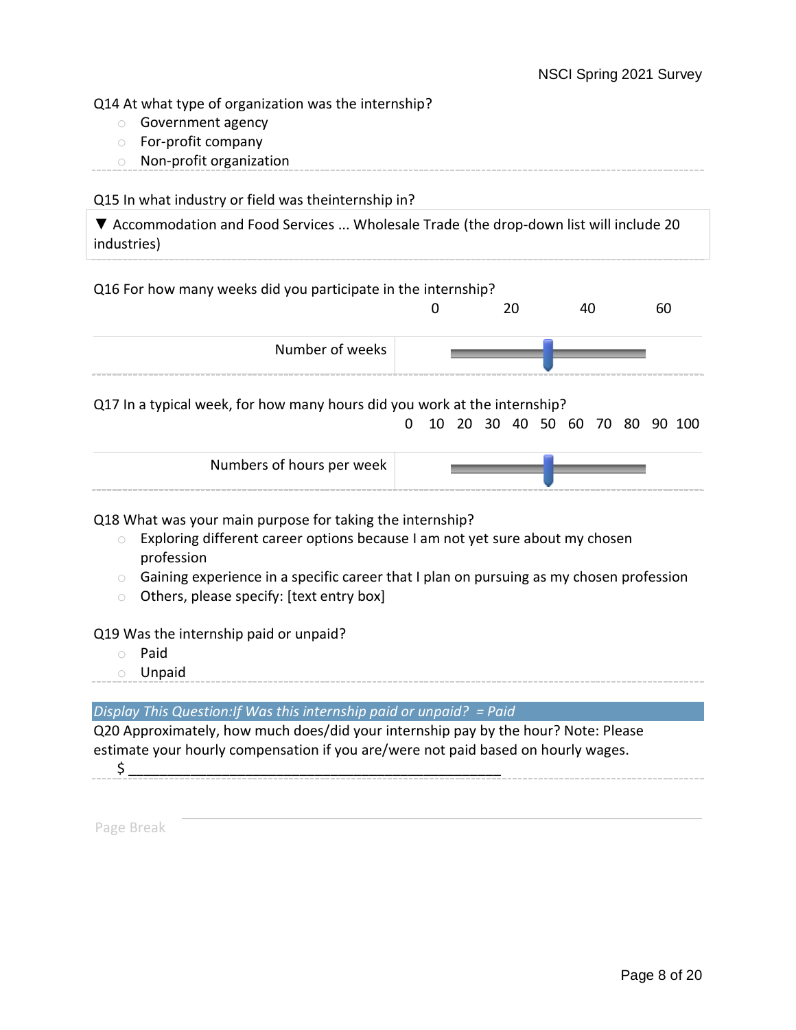Q14 At what type of organization was the internship?

- ○ Government agency
- ○ For-profit company
- ○ Non-profit organization

Q15 In what industry or field was theinternship in?

▼ Accommodation and Food Services ... Wholesale Trade (the drop-down list will include 20 industries)

Q16 For how many weeks did you participate in the internship?

| | 0 | 20 | 40 | 60 |
|---|---|---|---|---|
| Number of weeks | | | | |

Q17 In a typical week, for how many hours did you work at the internship?

| | 0 | 10 | 20 | 30 | 40 | 50 | 60 | 70 | 80 | 90 | 100 |
|---|---|---|---|---|---|---|---|---|---|---|---|
| Numbers of hours per week | | | | | | | | | | | |

Q18 What was your main purpose for taking the internship?

- ○ Exploring different career options because I am not yet sure about my chosen profession
- ○ Gaining experience in a specific career that I plan on pursuing as my chosen profession
- ○ Others, please specify: [text entry box]

Q19 Was the internship paid or unpaid?

- ○ Paid
- ○ Unpaid

*Display This Question:If Was this internship paid or unpaid? = Paid*

Q20 Approximately, how much does/did your internship pay by the hour? Note: Please estimate your hourly compensation if you are/were not paid based on hourly wages.

$ ________________________________________________

Page Break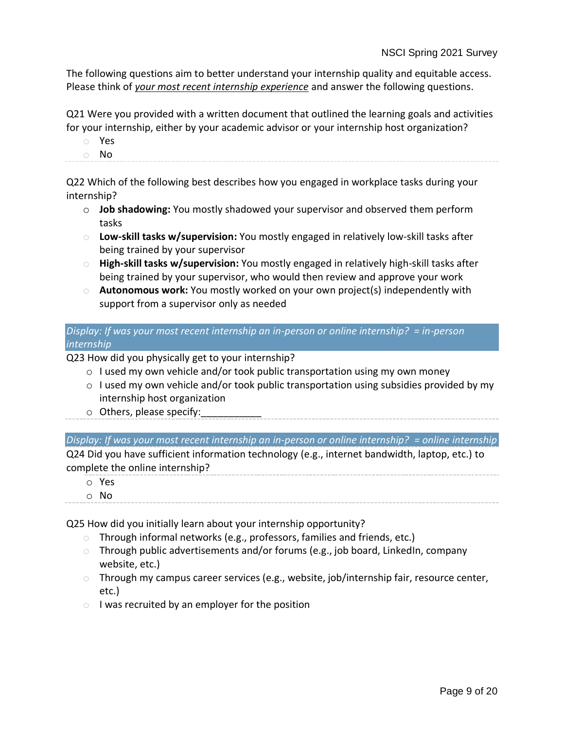The following questions aim to better understand your internship quality and equitable access. Please think of *your most recent internship experience* and answer the following questions.

Q21 Were you provided with a written document that outlined the learning goals and activities for your internship, either by your academic advisor or your internship host organization?

- Yes
- No

Q22 Which of the following best describes how you engaged in workplace tasks during your internship?

- **Job shadowing:** You mostly shadowed your supervisor and observed them perform tasks
- **Low-skill tasks w/supervision:** You mostly engaged in relatively low-skill tasks after being trained by your supervisor
- **High-skill tasks w/supervision:** You mostly engaged in relatively high-skill tasks after being trained by your supervisor, who would then review and approve your work
- **Autonomous work:** You mostly worked on your own project(s) independently with support from a supervisor only as needed

*Display: If was your most recent internship an in-person or online internship? = in-person internship*

Q23 How did you physically get to your internship?

- I used my own vehicle and/or took public transportation using my own money
- I used my own vehicle and/or took public transportation using subsidies provided by my internship host organization
- Others, please specify:___________

*Display: If was your most recent internship an in-person or online internship? = online internship*

Q24 Did you have sufficient information technology (e.g., internet bandwidth, laptop, etc.) to complete the online internship?

- Yes
- No

Q25 How did you initially learn about your internship opportunity?

- Through informal networks (e.g., professors, families and friends, etc.)
- Through public advertisements and/or forums (e.g., job board, LinkedIn, company website, etc.)
- Through my campus career services (e.g., website, job/internship fair, resource center, etc.)
- I was recruited by an employer for the position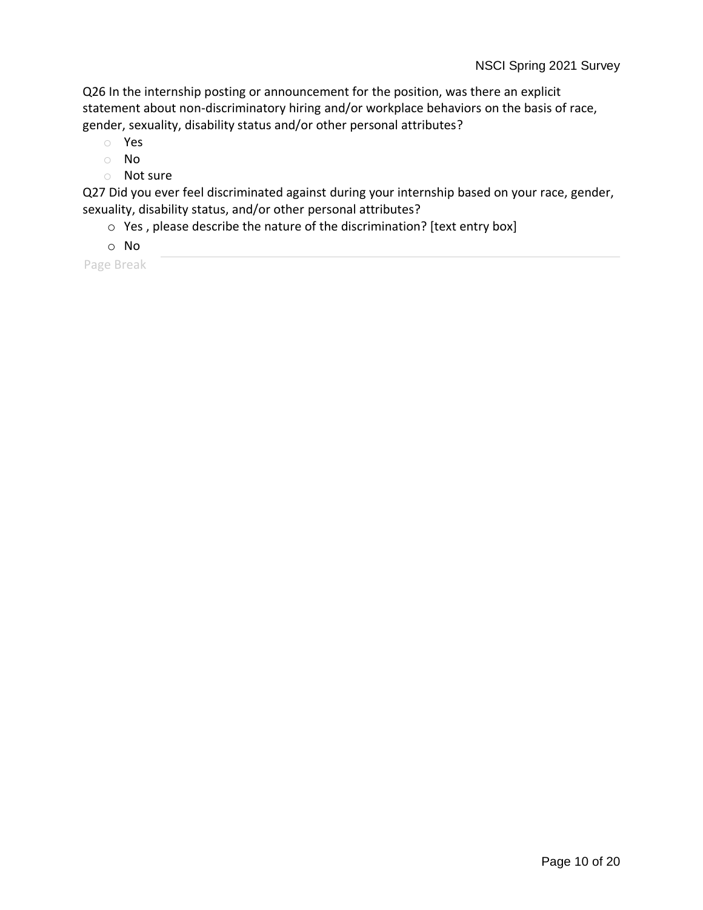Q26 In the internship posting or announcement for the position, was there an explicit statement about non-discriminatory hiring and/or workplace behaviors on the basis of race, gender, sexuality, disability status and/or other personal attributes?

- Yes
- No
- Not sure

Q27 Did you ever feel discriminated against during your internship based on your race, gender, sexuality, disability status, and/or other personal attributes?

- Yes , please describe the nature of the discrimination? [text entry box]
- No

Page Break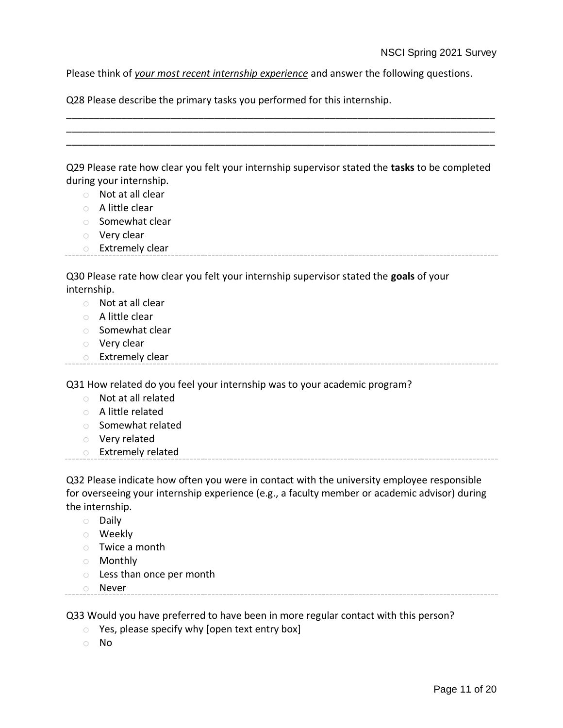Please think of *<u>your most recent internship experience</u>* and answer the following questions.

Q28 Please describe the primary tasks you performed for this internship.

________________________________________________________________
________________________________________________________________
________________________________________________________________

Q29 Please rate how clear you felt your internship supervisor stated the **tasks** to be completed during your internship.

- ○ Not at all clear
- ○ A little clear
- ○ Somewhat clear
- ○ Very clear
- ○ Extremely clear

---

Q30 Please rate how clear you felt your internship supervisor stated the **goals** of your internship.

- ○ Not at all clear
- ○ A little clear
- ○ Somewhat clear
- ○ Very clear
- ○ Extremely clear

---

Q31 How related do you feel your internship was to your academic program?

- ○ Not at all related
- ○ A little related
- ○ Somewhat related
- ○ Very related
- ○ Extremely related

---

Q32 Please indicate how often you were in contact with the university employee responsible for overseeing your internship experience (e.g., a faculty member or academic advisor) during the internship.

- ○ Daily
- ○ Weekly
- ○ Twice a month
- ○ Monthly
- ○ Less than once per month
- ○ Never

---

Q33 Would you have preferred to have been in more regular contact with this person?

- ○ Yes, please specify why [open text entry box]
- ○ No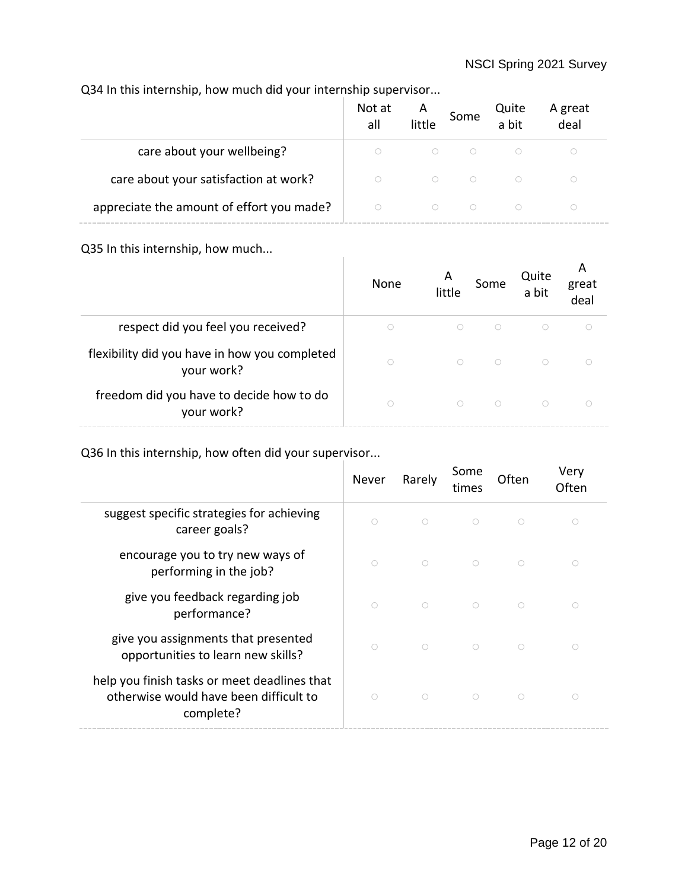Q34 In this internship, how much did your internship supervisor...

| | Not at all | A little | Some | Quite a bit | A great deal |
|---|---|---|---|---|---|
| care about your wellbeing? | ○ | ○ | ○ | ○ | ○ |
| care about your satisfaction at work? | ○ | ○ | ○ | ○ | ○ |
| appreciate the amount of effort you made? | ○ | ○ | ○ | ○ | ○ |

Q35 In this internship, how much...

| | None | A little | Some | Quite a bit | A great deal |
|---|---|---|---|---|---|
| respect did you feel you received? | ○ | ○ | ○ | ○ | ○ |
| flexibility did you have in how you completed your work? | ○ | ○ | ○ | ○ | ○ |
| freedom did you have to decide how to do your work? | ○ | ○ | ○ | ○ | ○ |

Q36 In this internship, how often did your supervisor...

| | Never | Rarely | Some times | Often | Very Often |
|---|---|---|---|---|---|
| suggest specific strategies for achieving career goals? | ○ | ○ | ○ | ○ | ○ |
| encourage you to try new ways of performing in the job? | ○ | ○ | ○ | ○ | ○ |
| give you feedback regarding job performance? | ○ | ○ | ○ | ○ | ○ |
| give you assignments that presented opportunities to learn new skills? | ○ | ○ | ○ | ○ | ○ |
| help you finish tasks or meet deadlines that otherwise would have been difficult to complete? | ○ | ○ | ○ | ○ | ○ |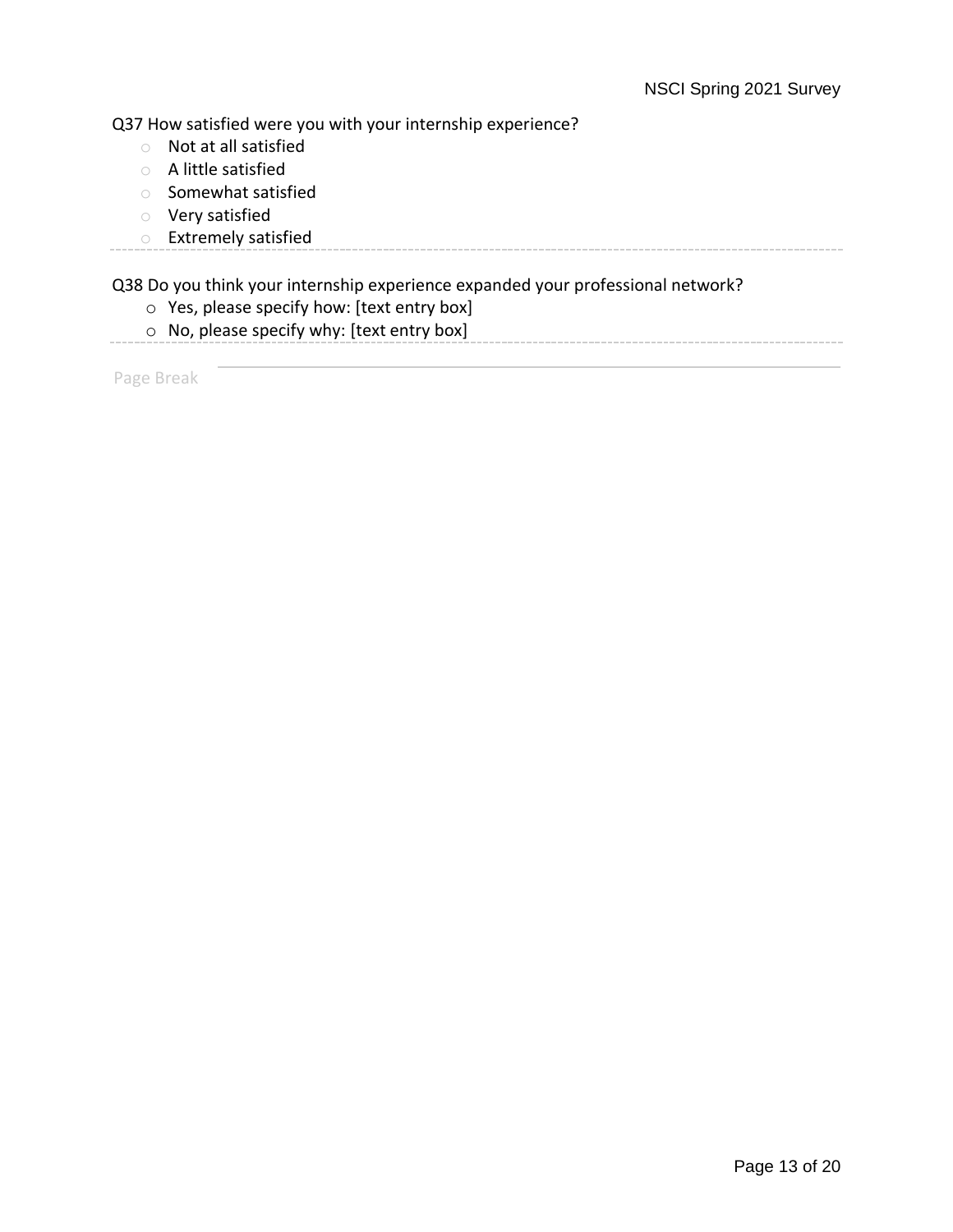Q37 How satisfied were you with your internship experience?

- Not at all satisfied
- A little satisfied
- Somewhat satisfied
- Very satisfied
- Extremely satisfied

---

Q38 Do you think your internship experience expanded your professional network?

- Yes, please specify how: [text entry box]
- No, please specify why: [text entry box]

---

Page Break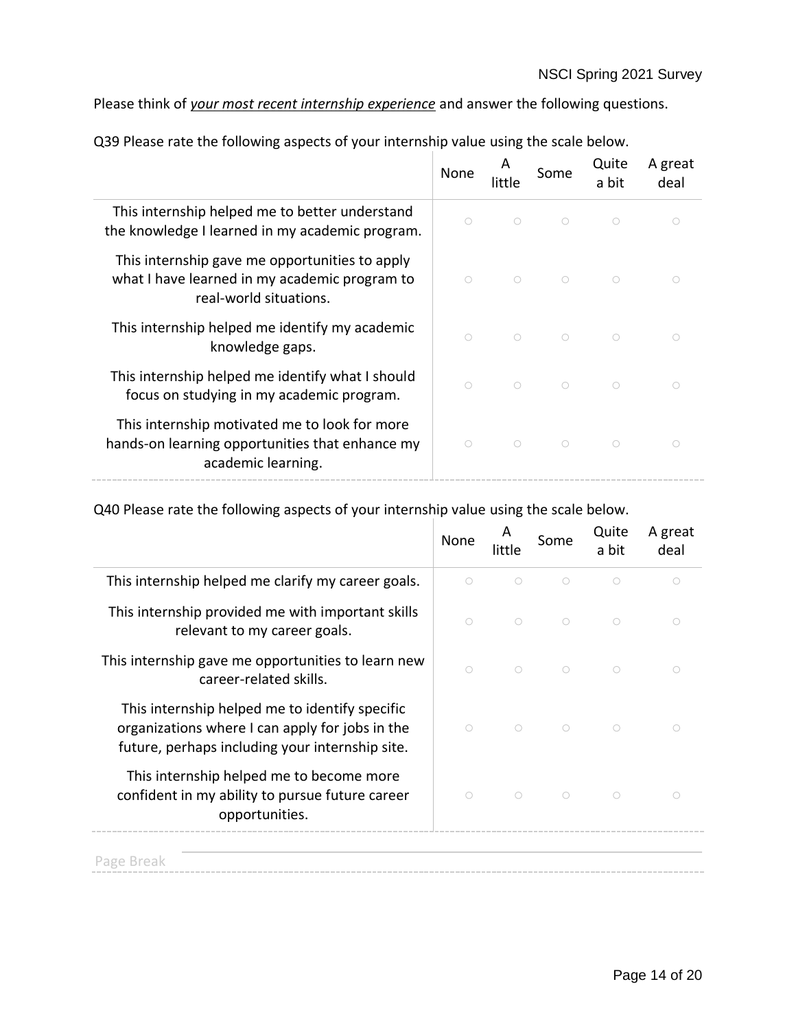Please think of *your most recent internship experience* and answer the following questions.

Q39 Please rate the following aspects of your internship value using the scale below.

| | None | A little | Some | Quite a bit | A great deal |
|---|---|---|---|---|---|
| This internship helped me to better understand the knowledge I learned in my academic program. | ○ | ○ | ○ | ○ | ○ |
| This internship gave me opportunities to apply what I have learned in my academic program to real-world situations. | ○ | ○ | ○ | ○ | ○ |
| This internship helped me identify my academic knowledge gaps. | ○ | ○ | ○ | ○ | ○ |
| This internship helped me identify what I should focus on studying in my academic program. | ○ | ○ | ○ | ○ | ○ |
| This internship motivated me to look for more hands-on learning opportunities that enhance my academic learning. | ○ | ○ | ○ | ○ | ○ |

Q40 Please rate the following aspects of your internship value using the scale below.

| | None | A little | Some | Quite a bit | A great deal |
|---|---|---|---|---|---|
| This internship helped me clarify my career goals. | ○ | ○ | ○ | ○ | ○ |
| This internship provided me with important skills relevant to my career goals. | ○ | ○ | ○ | ○ | ○ |
| This internship gave me opportunities to learn new career-related skills. | ○ | ○ | ○ | ○ | ○ |
| This internship helped me to identify specific organizations where I can apply for jobs in the future, perhaps including your internship site. | ○ | ○ | ○ | ○ | ○ |
| This internship helped me to become more confident in my ability to pursue future career opportunities. | ○ | ○ | ○ | ○ | ○ |

Page Break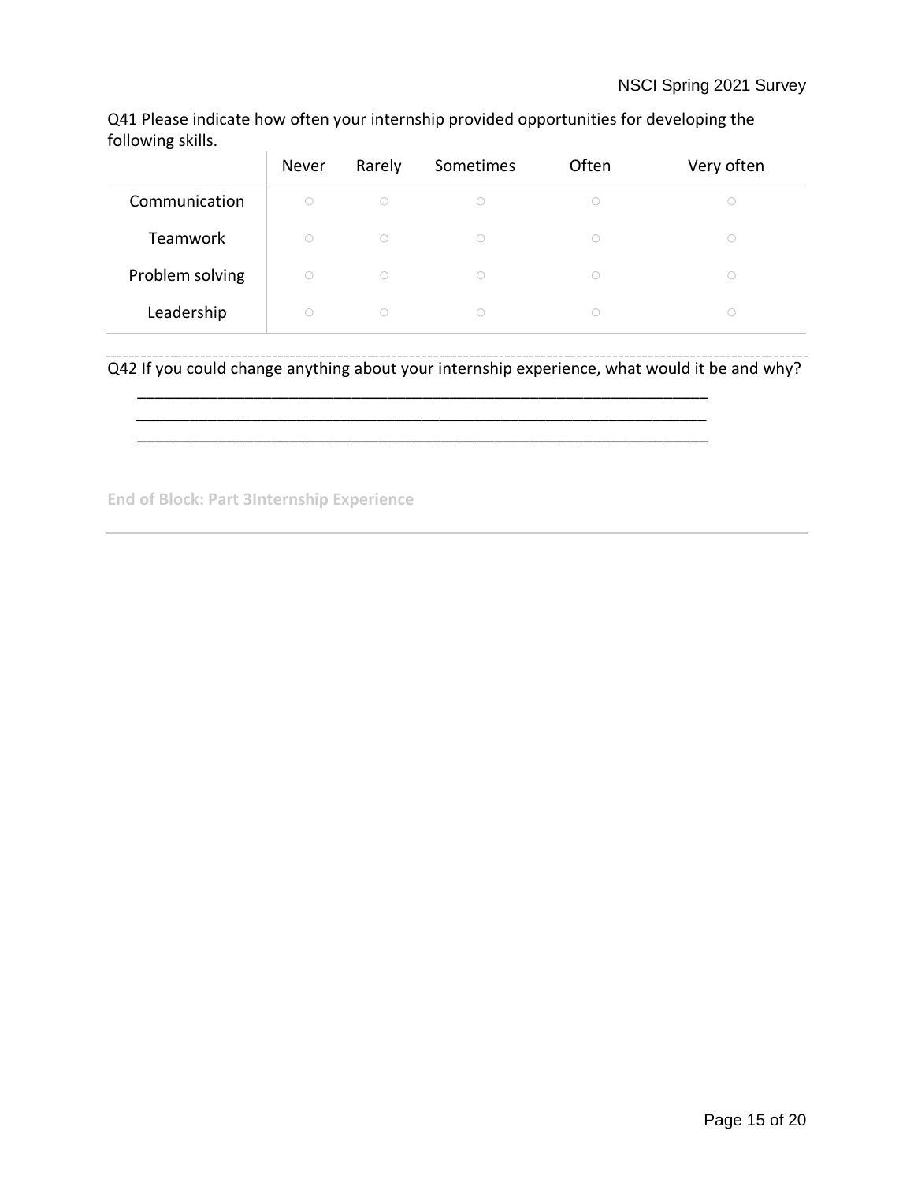Q41 Please indicate how often your internship provided opportunities for developing the following skills.

| | Never | Rarely | Sometimes | Often | Very often |
|---|---|---|---|---|---|
| Communication | ○ | ○ | ○ | ○ | ○ |
| Teamwork | ○ | ○ | ○ | ○ | ○ |
| Problem solving | ○ | ○ | ○ | ○ | ○ |
| Leadership | ○ | ○ | ○ | ○ | ○ |

Q42 If you could change anything about your internship experience, what would it be and why?

________________________________________________________________

________________________________________________________________

________________________________________________________________

**End of Block: Part 3Internship Experience**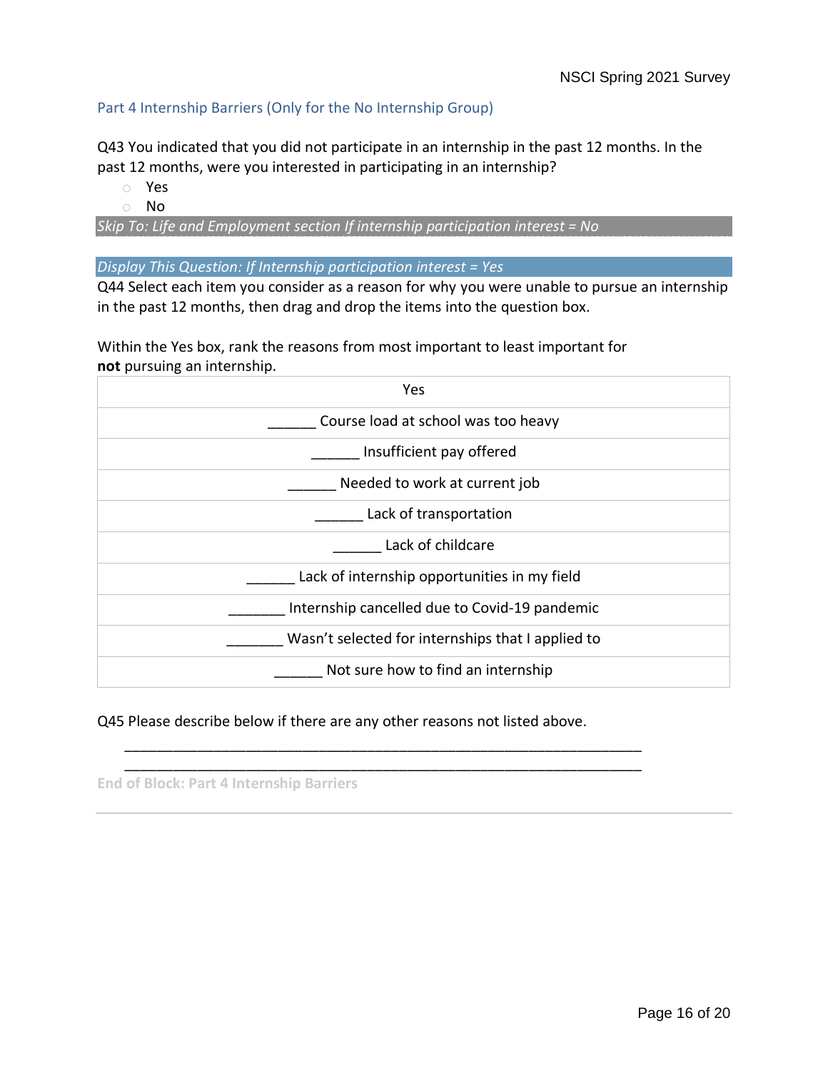## Part 4 Internship Barriers (Only for the No Internship Group)

Q43 You indicated that you did not participate in an internship in the past 12 months. In the past 12 months, were you interested in participating in an internship?

- ○ Yes
- ○ No

*Skip To: Life and Employment section If internship participation interest = No*

*Display This Question: If Internship participation interest = Yes*

Q44 Select each item you consider as a reason for why you were unable to pursue an internship in the past 12 months, then drag and drop the items into the question box.

Within the Yes box, rank the reasons from most important to least important for **not** pursuing an internship.

| Yes |
|---|
| ______ Course load at school was too heavy |
| ______ Insufficient pay offered |
| ______ Needed to work at current job |
| ______ Lack of transportation |
| ______ Lack of childcare |
| ______ Lack of internship opportunities in my field |
| _______ Internship cancelled due to Covid-19 pandemic |
| _______ Wasn't selected for internships that I applied to |
| ______ Not sure how to find an internship |

Q45 Please describe below if there are any other reasons not listed above.

________________________________________________________________

________________________________________________________________

End of Block: Part 4 Internship Barriers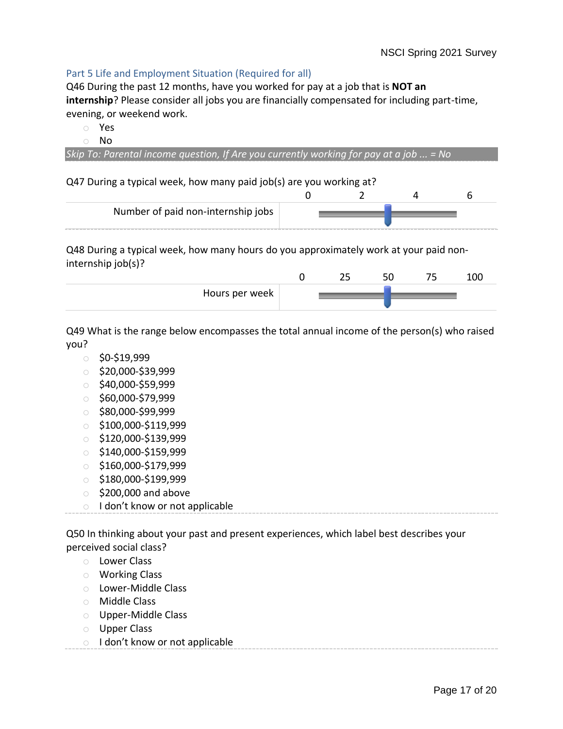## Part 5 Life and Employment Situation (Required for all)

Q46 During the past 12 months, have you worked for pay at a job that is **NOT an internship**? Please consider all jobs you are financially compensated for including part-time, evening, or weekend work.

- Yes
- No

*Skip To: Parental income question, If Are you currently working for pay at a job ... = No*

Q47 During a typical week, how many paid job(s) are you working at?

| | 0 | 2 | 4 | 6 |
|---|---|---|---|---|
| Number of paid non-internship jobs | | | | |

Q48 During a typical week, how many hours do you approximately work at your paid non-internship job(s)?

| | 0 | 25 | 50 | 75 | 100 |
|---|---|---|---|---|---|
| Hours per week | | | | | |

Q49 What is the range below encompasses the total annual income of the person(s) who raised you?

- $0-$19,999
- $20,000-$39,999
- $40,000-$59,999
- $60,000-$79,999
- $80,000-$99,999
- $100,000-$119,999
- $120,000-$139,999
- $140,000-$159,999
- $160,000-$179,999
- $180,000-$199,999
- $200,000 and above
- I don't know or not applicable

Q50 In thinking about your past and present experiences, which label best describes your perceived social class?

- Lower Class
- Working Class
- Lower-Middle Class
- Middle Class
- Upper-Middle Class
- Upper Class
- I don't know or not applicable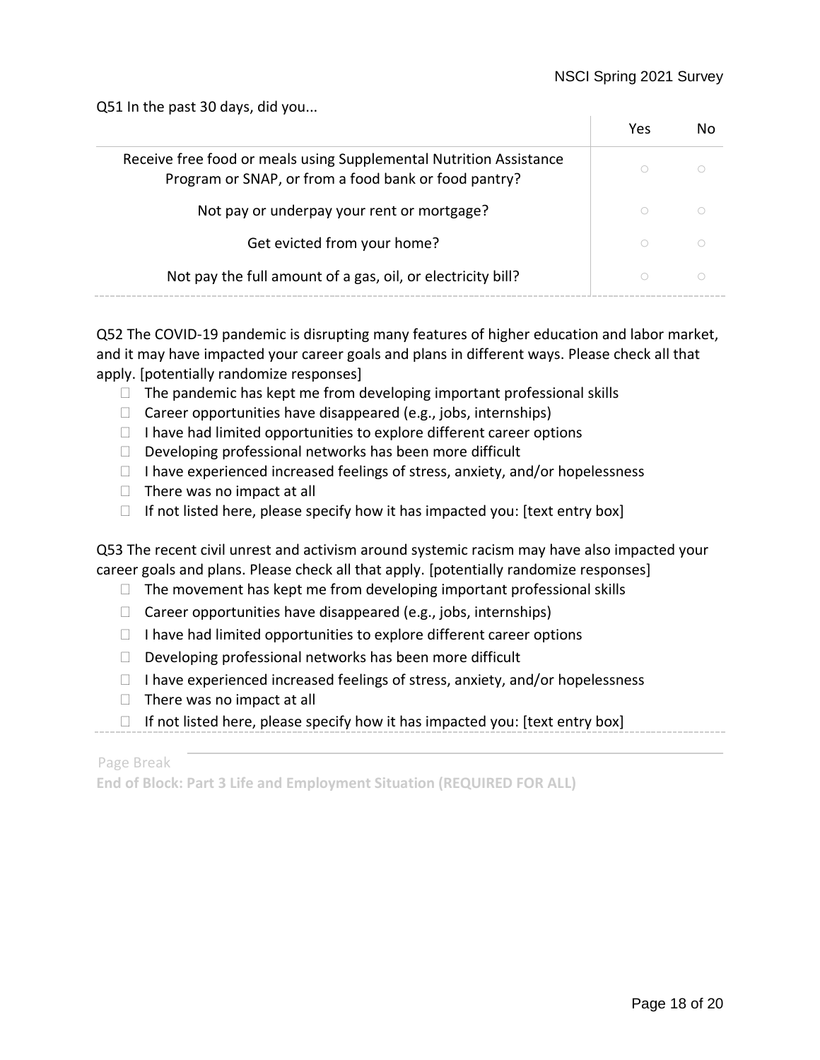Q51 In the past 30 days, did you...

| | Yes | No |
|---|---|---|
| Receive free food or meals using Supplemental Nutrition Assistance Program or SNAP, or from a food bank or food pantry? | ○ | ○ |
| Not pay or underpay your rent or mortgage? | ○ | ○ |
| Get evicted from your home? | ○ | ○ |
| Not pay the full amount of a gas, oil, or electricity bill? | ○ | ○ |

Q52 The COVID-19 pandemic is disrupting many features of higher education and labor market, and it may have impacted your career goals and plans in different ways. Please check all that apply. [potentially randomize responses]

- ☐ The pandemic has kept me from developing important professional skills
- ☐ Career opportunities have disappeared (e.g., jobs, internships)
- ☐ I have had limited opportunities to explore different career options
- ☐ Developing professional networks has been more difficult
- ☐ I have experienced increased feelings of stress, anxiety, and/or hopelessness
- ☐ There was no impact at all
- ☐ If not listed here, please specify how it has impacted you: [text entry box]

Q53 The recent civil unrest and activism around systemic racism may have also impacted your career goals and plans. Please check all that apply. [potentially randomize responses]

- ☐ The movement has kept me from developing important professional skills
- ☐ Career opportunities have disappeared (e.g., jobs, internships)
- ☐ I have had limited opportunities to explore different career options
- ☐ Developing professional networks has been more difficult
- ☐ I have experienced increased feelings of stress, anxiety, and/or hopelessness
- ☐ There was no impact at all
- ☐ If not listed here, please specify how it has impacted you: [text entry box]

Page Break

**End of Block: Part 3 Life and Employment Situation (REQUIRED FOR ALL)**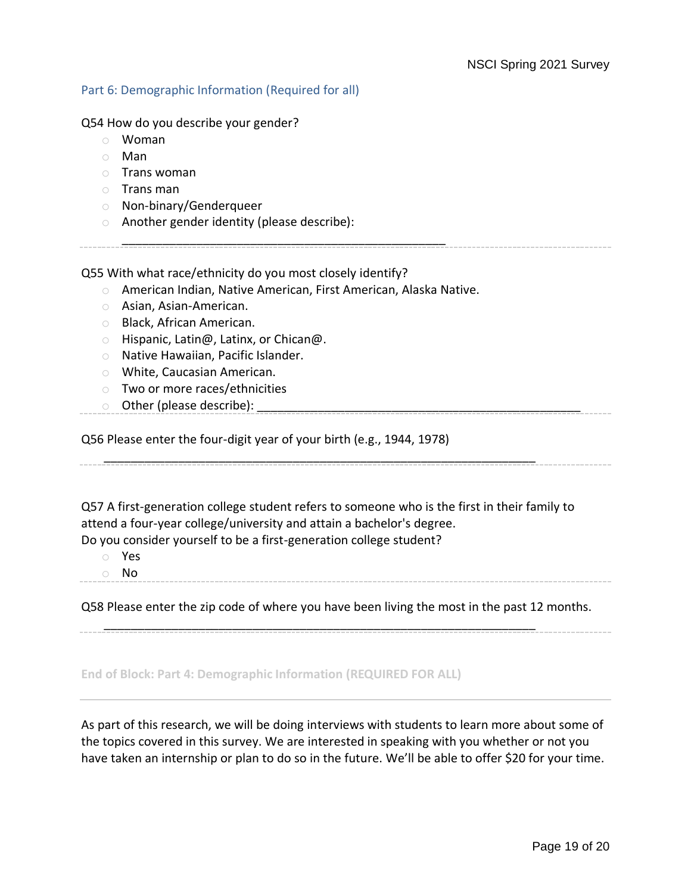## Part 6: Demographic Information (Required for all)

Q54 How do you describe your gender?

- ○ Woman
- ○ Man
- ○ Trans woman
- ○ Trans man
- ○ Non-binary/Genderqueer
- ○ Another gender identity (please describe): ________________________________________________

---

Q55 With what race/ethnicity do you most closely identify?

- ○ American Indian, Native American, First American, Alaska Native.
- ○ Asian, Asian-American.
- ○ Black, African American.
- ○ Hispanic, Latin@, Latinx, or Chican@.
- ○ Native Hawaiian, Pacific Islander.
- ○ White, Caucasian American.
- ○ Two or more races/ethnicities
- ○ Other (please describe): ________________________________________________

---

Q56 Please enter the four-digit year of your birth (e.g., 1944, 1978)

________________________________________________________________

---

Q57 A first-generation college student refers to someone who is the first in their family to attend a four-year college/university and attain a bachelor's degree.
Do you consider yourself to be a first-generation college student?

- ○ Yes
- ○ No

---

Q58 Please enter the zip code of where you have been living the most in the past 12 months.

________________________________________________________________

---

**End of Block: Part 4: Demographic Information (REQUIRED FOR ALL)**

---

As part of this research, we will be doing interviews with students to learn more about some of the topics covered in this survey. We are interested in speaking with you whether or not you have taken an internship or plan to do so in the future. We'll be able to offer $20 for your time.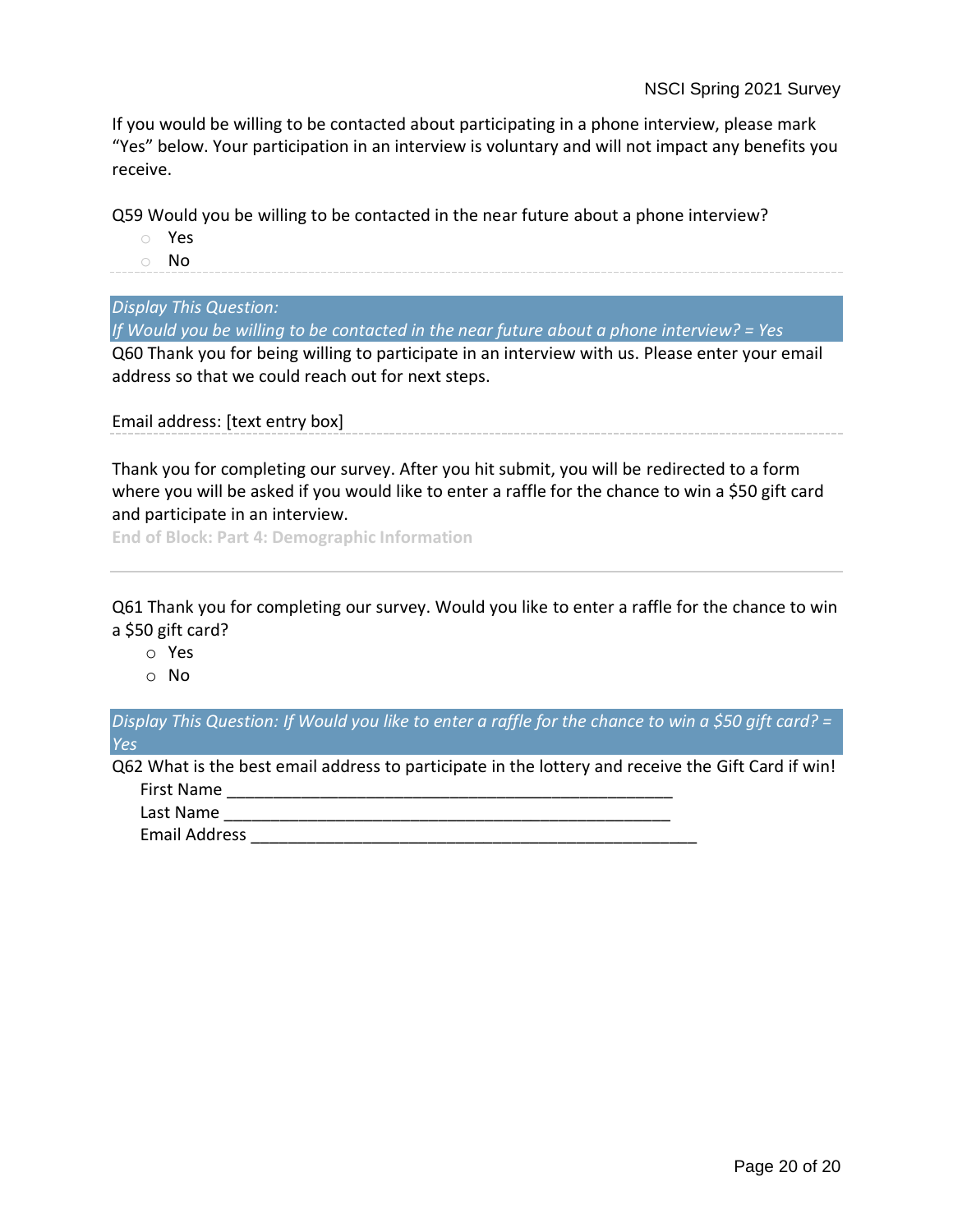If you would be willing to be contacted about participating in a phone interview, please mark "Yes" below. Your participation in an interview is voluntary and will not impact any benefits you receive.

Q59 Would you be willing to be contacted in the near future about a phone interview?

- ○ Yes
- ○ No

---

*Display This Question:*
*If Would you be willing to be contacted in the near future about a phone interview? = Yes*

Q60 Thank you for being willing to participate in an interview with us. Please enter your email address so that we could reach out for next steps.

Email address: [text entry box]

---

Thank you for completing our survey. After you hit submit, you will be redirected to a form where you will be asked if you would like to enter a raffle for the chance to win a $50 gift card and participate in an interview.

**End of Block: Part 4: Demographic Information**

---

Q61 Thank you for completing our survey. Would you like to enter a raffle for the chance to win a $50 gift card?

- ○ Yes
- ○ No

*Display This Question: If Would you like to enter a raffle for the chance to win a $50 gift card? = Yes*

Q62 What is the best email address to participate in the lottery and receive the Gift Card if win!

First Name ________________________________________________

Last Name ________________________________________________

Email Address ________________________________________________